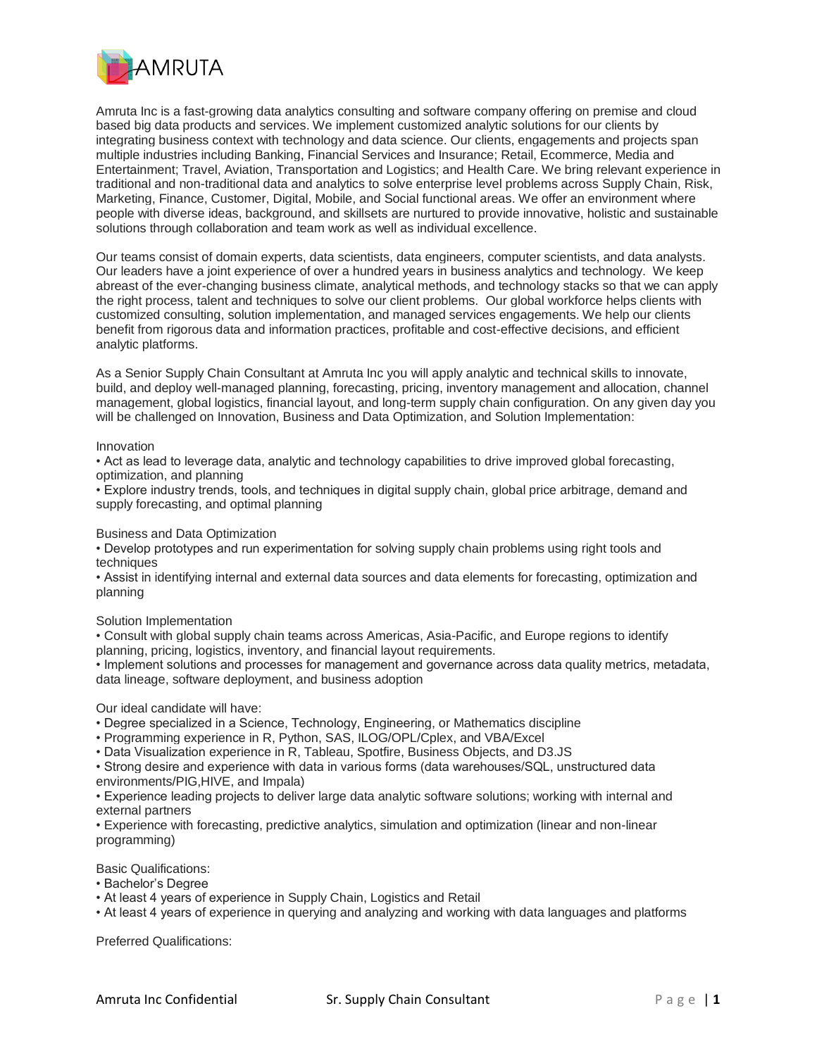AMRUTA

Amruta Inc is a fast-growing data analytics consulting and software company offering on premise and cloud based big data products and services. We implement customized analytic solutions for our clients by integrating business context with technology and data science. Our clients, engagements and projects span multiple industries including Banking, Financial Services and Insurance; Retail, Ecommerce, Media and Entertainment; Travel, Aviation, Transportation and Logistics; and Health Care. We bring relevant experience in traditional and non-traditional data and analytics to solve enterprise level problems across Supply Chain, Risk, Marketing, Finance, Customer, Digital, Mobile, and Social functional areas. We offer an environment where people with diverse ideas, background, and skillsets are nurtured to provide innovative, holistic and sustainable solutions through collaboration and team work as well as individual excellence.

Our teams consist of domain experts, data scientists, data engineers, computer scientists, and data analysts. Our leaders have a joint experience of over a hundred years in business analytics and technology. We keep abreast of the ever-changing business climate, analytical methods, and technology stacks so that we can apply the right process, talent and techniques to solve our client problems. Our global workforce helps clients with customized consulting, solution implementation, and managed services engagements. We help our clients benefit from rigorous data and information practices, profitable and cost-effective decisions, and efficient analytic platforms.

As a Senior Supply Chain Consultant at Amruta Inc you will apply analytic and technical skills to innovate, build, and deploy well-managed planning, forecasting, pricing, inventory management and allocation, channel management, global logistics, financial layout, and long-term supply chain configuration. On any given day you will be challenged on Innovation, Business and Data Optimization, and Solution Implementation:

Innovation

- Act as lead to leverage data, analytic and technology capabilities to drive improved global forecasting, optimization, and planning
- Explore industry trends, tools, and techniques in digital supply chain, global price arbitrage, demand and supply forecasting, and optimal planning

Business and Data Optimization

- Develop prototypes and run experimentation for solving supply chain problems using right tools and techniques
- Assist in identifying internal and external data sources and data elements for forecasting, optimization and planning

Solution Implementation

- Consult with global supply chain teams across Americas, Asia-Pacific, and Europe regions to identify planning, pricing, logistics, inventory, and financial layout requirements.
- Implement solutions and processes for management and governance across data quality metrics, metadata, data lineage, software deployment, and business adoption

Our ideal candidate will have:

- Degree specialized in a Science, Technology, Engineering, or Mathematics discipline
- Programming experience in R, Python, SAS, ILOG/OPL/Cplex, and VBA/Excel
- Data Visualization experience in R, Tableau, Spotfire, Business Objects, and D3.JS
- Strong desire and experience with data in various forms (data warehouses/SQL, unstructured data environments/PIG,HIVE, and Impala)
- Experience leading projects to deliver large data analytic software solutions; working with internal and external partners
- Experience with forecasting, predictive analytics, simulation and optimization (linear and non-linear programming)

Basic Qualifications:

- Bachelor's Degree
- At least 4 years of experience in Supply Chain, Logistics and Retail
- At least 4 years of experience in querying and analyzing and working with data languages and platforms

Preferred Qualifications: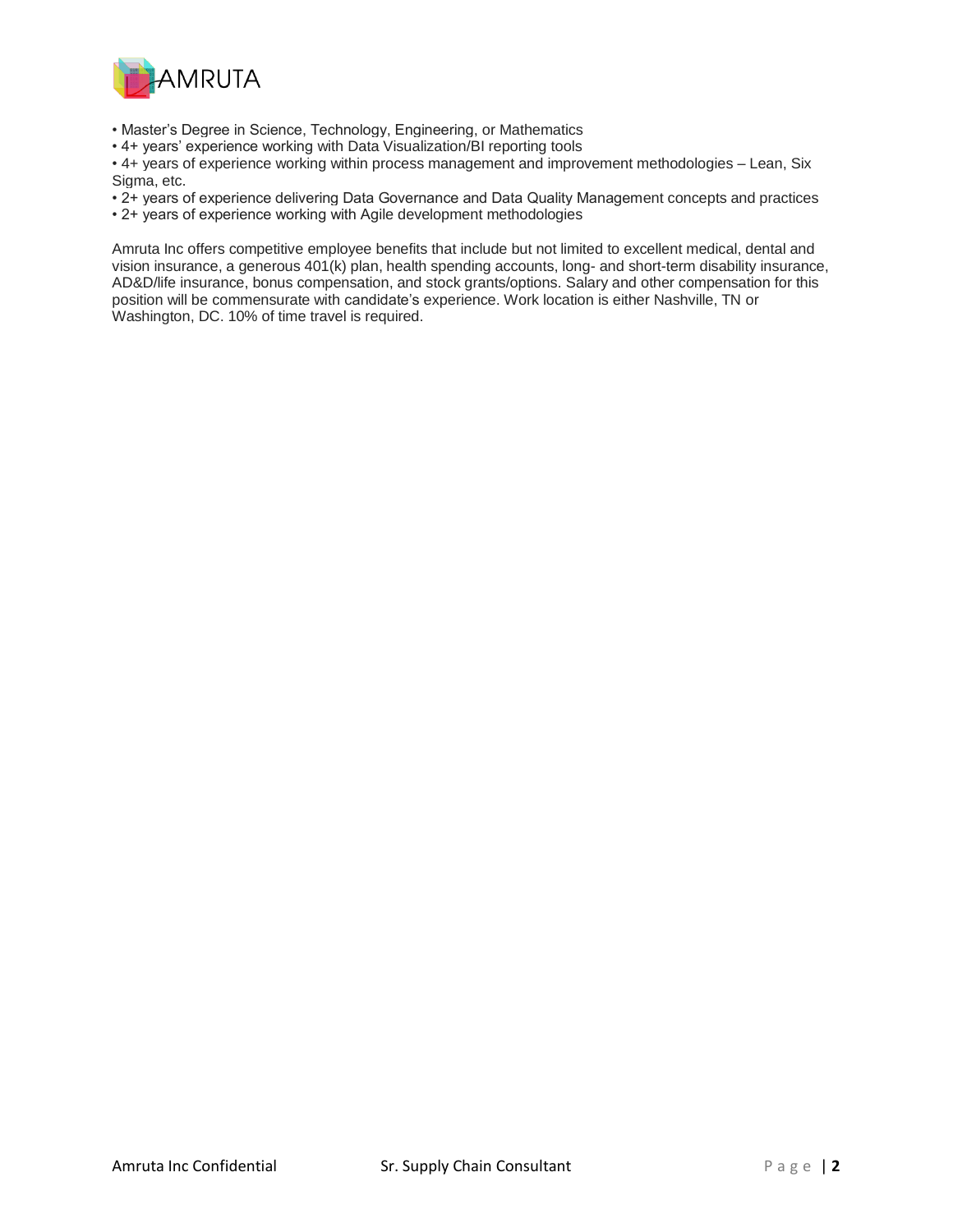- Master’s Degree in Science, Technology, Engineering, or Mathematics
- 4+ years’ experience working with Data Visualization/BI reporting tools
- 4+ years of experience working within process management and improvement methodologies – Lean, Six Sigma, etc.
- 2+ years of experience delivering Data Governance and Data Quality Management concepts and practices
- 2+ years of experience working with Agile development methodologies

Amruta Inc offers competitive employee benefits that include but not limited to excellent medical, dental and vision insurance, a generous 401(k) plan, health spending accounts, long- and short-term disability insurance, AD&D/life insurance, bonus compensation, and stock grants/options. Salary and other compensation for this position will be commensurate with candidate’s experience. Work location is either Nashville, TN or Washington, DC. 10% of time travel is required.